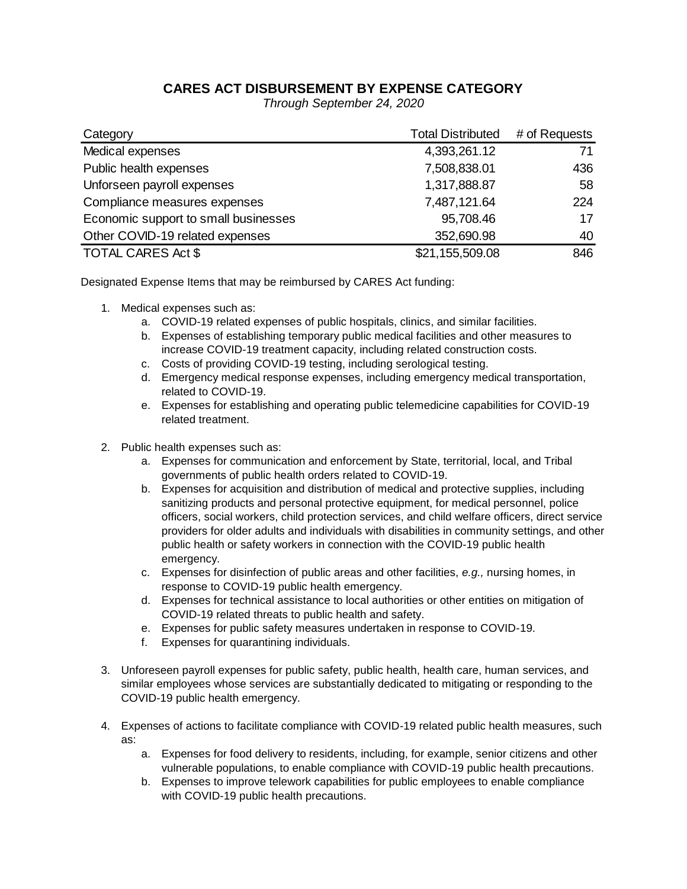# CARES ACT DISBURSEMENT BY EXPENSE CATEGORY

*Through September 24, 2020*

| Category | Total Distributed | # of Requests |
|---|---:|---:|
| Medical expenses | 4,393,261.12 | 71 |
| Public health expenses | 7,508,838.01 | 436 |
| Unforseen payroll expenses | 1,317,888.87 | 58 |
| Compliance measures expenses | 7,487,121.64 | 224 |
| Economic support to small businesses | 95,708.46 | 17 |
| Other COVID-19 related expenses | 352,690.98 | 40 |
| TOTAL CARES Act $ | $21,155,509.08 | 846 |

Designated Expense Items that may be reimbursed by CARES Act funding:

1. Medical expenses such as:
   a. COVID-19 related expenses of public hospitals, clinics, and similar facilities.
   b. Expenses of establishing temporary public medical facilities and other measures to increase COVID-19 treatment capacity, including related construction costs.
   c. Costs of providing COVID-19 testing, including serological testing.
   d. Emergency medical response expenses, including emergency medical transportation, related to COVID-19.
   e. Expenses for establishing and operating public telemedicine capabilities for COVID-19 related treatment.

2. Public health expenses such as:
   a. Expenses for communication and enforcement by State, territorial, local, and Tribal governments of public health orders related to COVID-19.
   b. Expenses for acquisition and distribution of medical and protective supplies, including sanitizing products and personal protective equipment, for medical personnel, police officers, social workers, child protection services, and child welfare officers, direct service providers for older adults and individuals with disabilities in community settings, and other public health or safety workers in connection with the COVID-19 public health emergency.
   c. Expenses for disinfection of public areas and other facilities, *e.g.,* nursing homes, in response to COVID-19 public health emergency.
   d. Expenses for technical assistance to local authorities or other entities on mitigation of COVID-19 related threats to public health and safety.
   e. Expenses for public safety measures undertaken in response to COVID-19.
   f. Expenses for quarantining individuals.

3. Unforeseen payroll expenses for public safety, public health, health care, human services, and similar employees whose services are substantially dedicated to mitigating or responding to the COVID-19 public health emergency.

4. Expenses of actions to facilitate compliance with COVID-19 related public health measures, such as:
   a. Expenses for food delivery to residents, including, for example, senior citizens and other vulnerable populations, to enable compliance with COVID-19 public health precautions.
   b. Expenses to improve telework capabilities for public employees to enable compliance with COVID-19 public health precautions.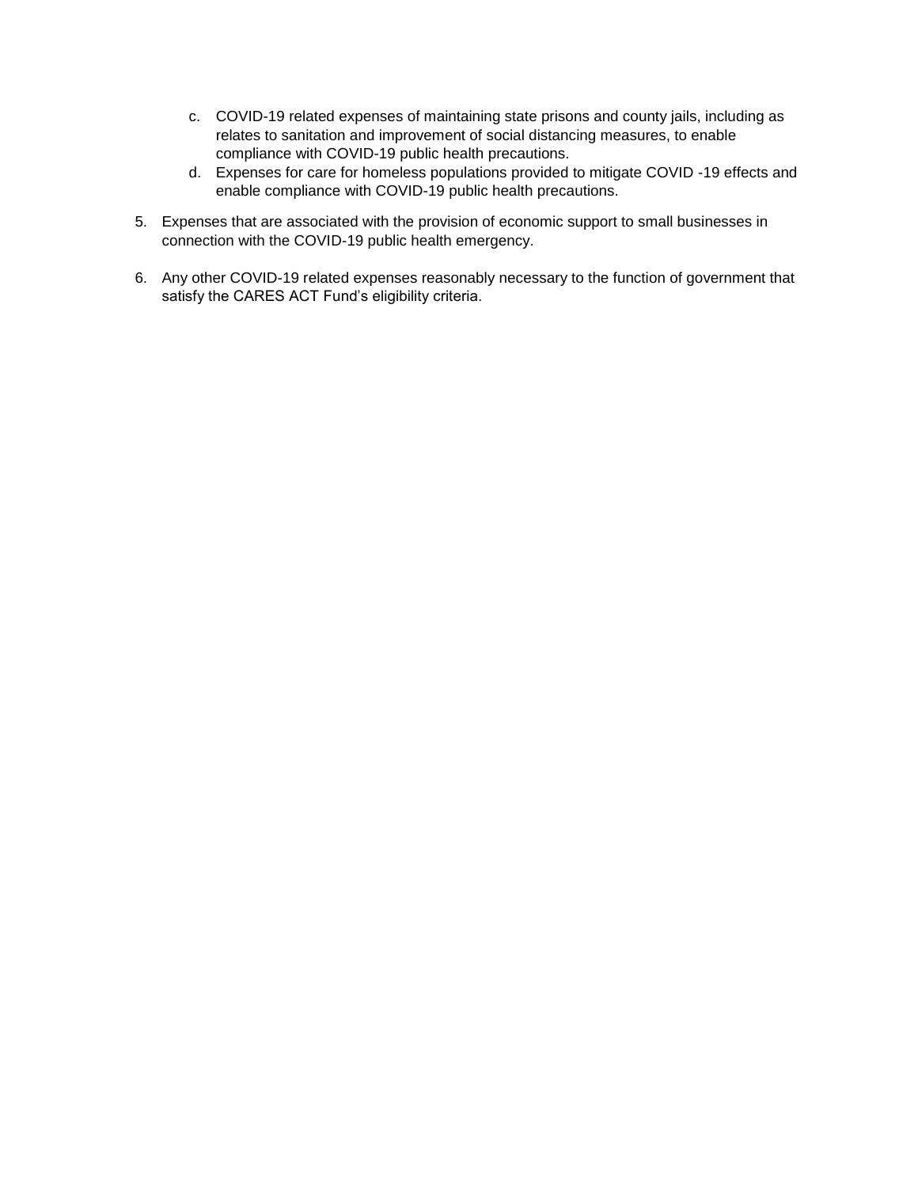c. COVID-19 related expenses of maintaining state prisons and county jails, including as relates to sanitation and improvement of social distancing measures, to enable compliance with COVID-19 public health precautions.
   d. Expenses for care for homeless populations provided to mitigate COVID -19 effects and enable compliance with COVID-19 public health precautions.

5. Expenses that are associated with the provision of economic support to small businesses in connection with the COVID-19 public health emergency.

6. Any other COVID-19 related expenses reasonably necessary to the function of government that satisfy the CARES ACT Fund's eligibility criteria.